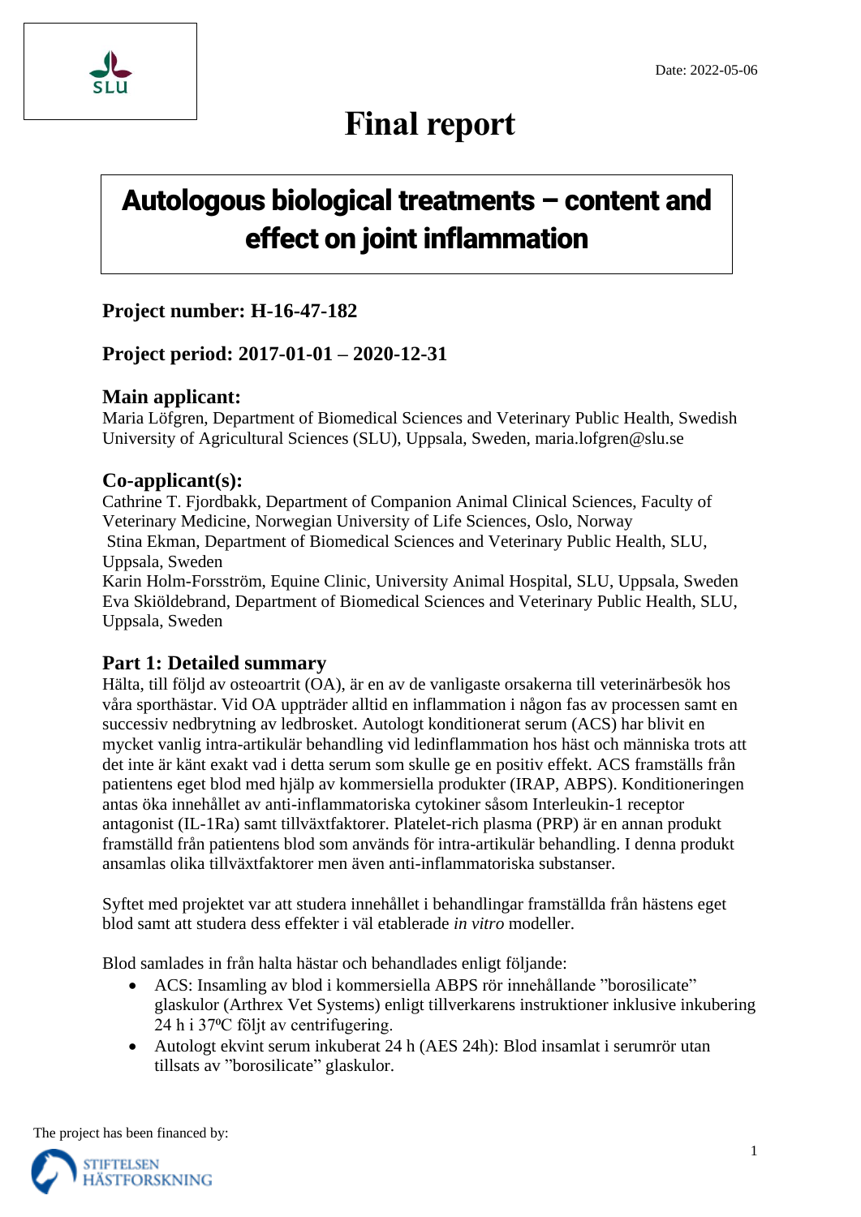Date: 2022-05-06

# Final report

## Autologous biological treatments – content and effect on joint inflammation

### Project number: H-16-47-182

### Project period: 2017-01-01 – 2020-12-31

### Main applicant:

Maria Löfgren, Department of Biomedical Sciences and Veterinary Public Health, Swedish University of Agricultural Sciences (SLU), Uppsala, Sweden, maria.lofgren@slu.se

### Co-applicant(s):

Cathrine T. Fjordbakk, Department of Companion Animal Clinical Sciences, Faculty of Veterinary Medicine, Norwegian University of Life Sciences, Oslo, Norway
Stina Ekman, Department of Biomedical Sciences and Veterinary Public Health, SLU, Uppsala, Sweden
Karin Holm-Forsström, Equine Clinic, University Animal Hospital, SLU, Uppsala, Sweden
Eva Skiöldebrand, Department of Biomedical Sciences and Veterinary Public Health, SLU, Uppsala, Sweden

### Part 1: Detailed summary

Hälta, till följd av osteoartrit (OA), är en av de vanligaste orsakerna till veterinärbesök hos våra sporthästar. Vid OA uppträder alltid en inflammation i någon fas av processen samt en successiv nedbrytning av ledbrosket. Autologt konditionerat serum (ACS) har blivit en mycket vanlig intra-artikulär behandling vid ledinflammation hos häst och människa trots att det inte är känt exakt vad i detta serum som skulle ge en positiv effekt. ACS framställs från patientens eget blod med hjälp av kommersiella produkter (IRAP, ABPS). Konditioneringen antas öka innehållet av anti-inflammatoriska cytokiner såsom Interleukin-1 receptor antagonist (IL-1Ra) samt tillväxtfaktorer. Platelet-rich plasma (PRP) är en annan produkt framställd från patientens blod som används för intra-artikulär behandling. I denna produkt ansamlas olika tillväxtfaktorer men även anti-inflammatoriska substanser.

Syftet med projektet var att studera innehållet i behandlingar framställda från hästens eget blod samt att studera dess effekter i väl etablerade *in vitro* modeller.

Blod samlades in från halta hästar och behandlades enligt följande:

- ACS: Insamling av blod i kommersiella ABPS rör innehållande "borosilicate" glaskulor (Arthrex Vet Systems) enligt tillverkarens instruktioner inklusive inkubering 24 h i 37ºC följt av centrifugering.
- Autologt ekvint serum inkuberat 24 h (AES 24h): Blod insamlat i serumrör utan tillsats av "borosilicate" glaskulor.

The project has been financed by: STIFTELSEN HÄSTFORSKNING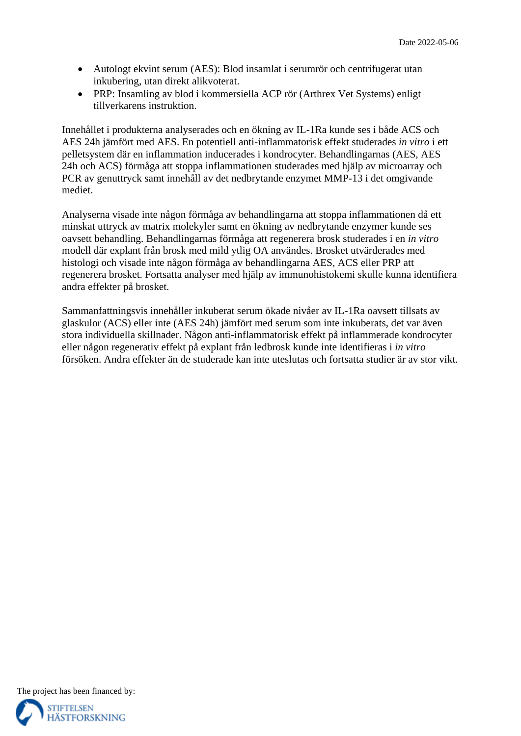- Autologt ekvint serum (AES): Blod insamlat i serumrör och centrifugerat utan inkubering, utan direkt alikvoterat.
- PRP: Insamling av blod i kommersiella ACP rör (Arthrex Vet Systems) enligt tillverkarens instruktion.

Innehållet i produkterna analyserades och en ökning av IL-1Ra kunde ses i både ACS och AES 24h jämfört med AES. En potentiell anti-inflammatorisk effekt studerades *in vitro* i ett pelletsystem där en inflammation inducerades i kondrocyter. Behandlingarnas (AES, AES 24h och ACS) förmåga att stoppa inflammationen studerades med hjälp av microarray och PCR av genuttryck samt innehåll av det nedbrytande enzymet MMP-13 i det omgivande mediet.

Analyserna visade inte någon förmåga av behandlingarna att stoppa inflammationen då ett minskat uttryck av matrix molekyler samt en ökning av nedbrytande enzymer kunde ses oavsett behandling. Behandlingarnas förmåga att regenerera brosk studerades i en *in vitro* modell där explant från brosk med mild ytlig OA användes. Brosket utvärderades med histologi och visade inte någon förmåga av behandlingarna AES, ACS eller PRP att regenerera brosket. Fortsatta analyser med hjälp av immunohistokemi skulle kunna identifiera andra effekter på brosket.

Sammanfattningsvis innehåller inkuberat serum ökade nivåer av IL-1Ra oavsett tillsats av glaskulor (ACS) eller inte (AES 24h) jämfört med serum som inte inkuberats, det var även stora individuella skillnader. Någon anti-inflammatorisk effekt på inflammerade kondrocyter eller någon regenerativ effekt på explant från ledbrosk kunde inte identifieras i *in vitro* försöken. Andra effekter än de studerade kan inte uteslutas och fortsatta studier är av stor vikt.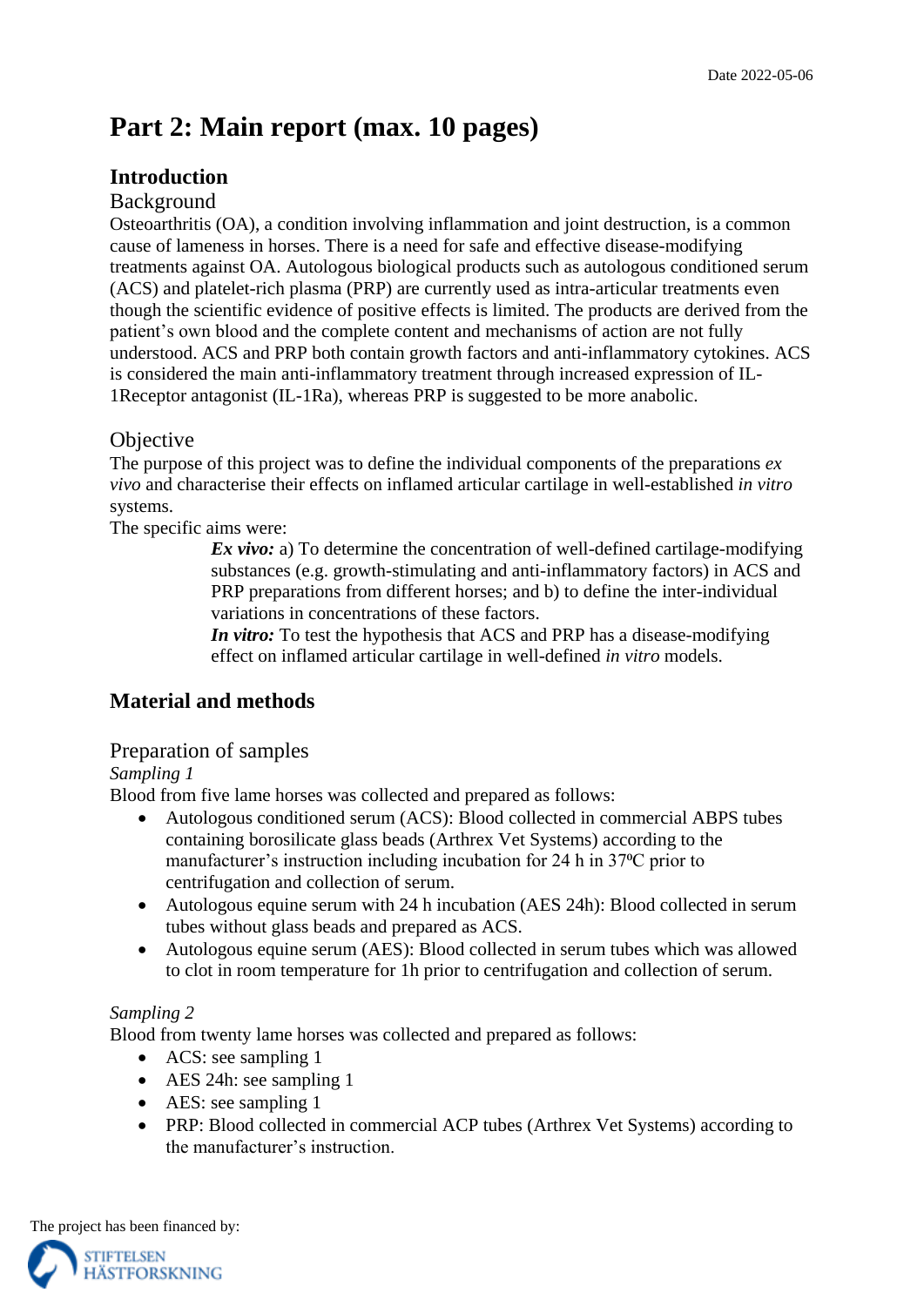# Part 2: Main report (max. 10 pages)

## Introduction

### Background

Osteoarthritis (OA), a condition involving inflammation and joint destruction, is a common cause of lameness in horses. There is a need for safe and effective disease-modifying treatments against OA. Autologous biological products such as autologous conditioned serum (ACS) and platelet-rich plasma (PRP) are currently used as intra-articular treatments even though the scientific evidence of positive effects is limited. The products are derived from the patient's own blood and the complete content and mechanisms of action are not fully understood. ACS and PRP both contain growth factors and anti-inflammatory cytokines. ACS is considered the main anti-inflammatory treatment through increased expression of IL-1Receptor antagonist (IL-1Ra), whereas PRP is suggested to be more anabolic.

### Objective

The purpose of this project was to define the individual components of the preparations *ex vivo* and characterise their effects on inflamed articular cartilage in well-established *in vitro* systems.

The specific aims were:

> ***Ex vivo:*** a) To determine the concentration of well-defined cartilage-modifying substances (e.g. growth-stimulating and anti-inflammatory factors) in ACS and PRP preparations from different horses; and b) to define the inter-individual variations in concentrations of these factors.
>
> ***In vitro:*** To test the hypothesis that ACS and PRP has a disease-modifying effect on inflamed articular cartilage in well-defined *in vitro* models.

## Material and methods

### Preparation of samples

*Sampling 1*

Blood from five lame horses was collected and prepared as follows:

- Autologous conditioned serum (ACS): Blood collected in commercial ABPS tubes containing borosilicate glass beads (Arthrex Vet Systems) according to the manufacturer's instruction including incubation for 24 h in 37ºC prior to centrifugation and collection of serum.
- Autologous equine serum with 24 h incubation (AES 24h): Blood collected in serum tubes without glass beads and prepared as ACS.
- Autologous equine serum (AES): Blood collected in serum tubes which was allowed to clot in room temperature for 1h prior to centrifugation and collection of serum.

*Sampling 2*

Blood from twenty lame horses was collected and prepared as follows:

- ACS: see sampling 1
- AES 24h: see sampling 1
- AES: see sampling 1
- PRP: Blood collected in commercial ACP tubes (Arthrex Vet Systems) according to the manufacturer's instruction.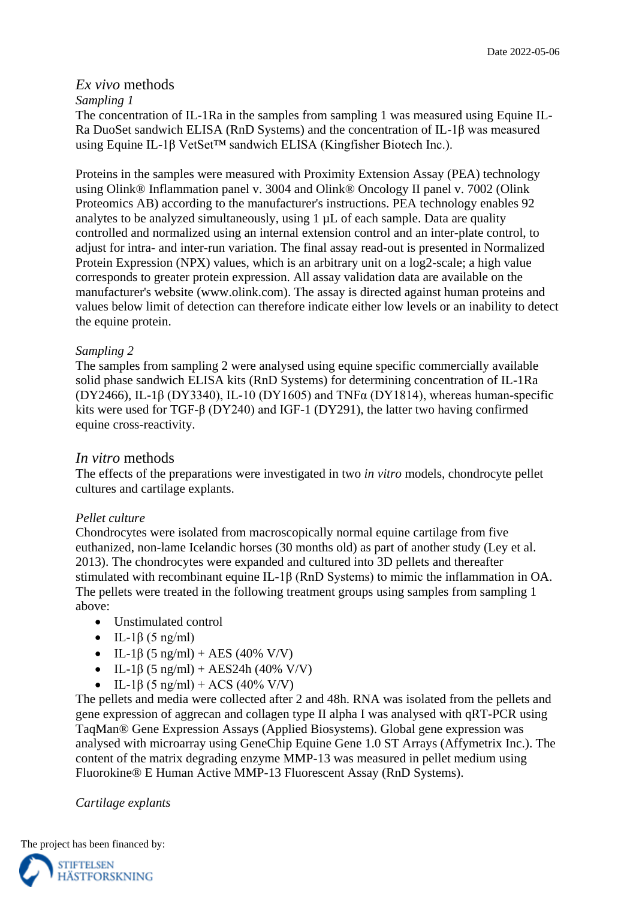## *Ex vivo* methods

### *Sampling 1*

The concentration of IL-1Ra in the samples from sampling 1 was measured using Equine IL-Ra DuoSet sandwich ELISA (RnD Systems) and the concentration of IL-1β was measured using Equine IL-1β VetSet™ sandwich ELISA (Kingfisher Biotech Inc.).

Proteins in the samples were measured with Proximity Extension Assay (PEA) technology using Olink® Inflammation panel v. 3004 and Olink® Oncology II panel v. 7002 (Olink Proteomics AB) according to the manufacturer's instructions. PEA technology enables 92 analytes to be analyzed simultaneously, using 1 µL of each sample. Data are quality controlled and normalized using an internal extension control and an inter-plate control, to adjust for intra- and inter-run variation. The final assay read-out is presented in Normalized Protein Expression (NPX) values, which is an arbitrary unit on a log2-scale; a high value corresponds to greater protein expression. All assay validation data are available on the manufacturer's website (www.olink.com). The assay is directed against human proteins and values below limit of detection can therefore indicate either low levels or an inability to detect the equine protein.

### *Sampling 2*

The samples from sampling 2 were analysed using equine specific commercially available solid phase sandwich ELISA kits (RnD Systems) for determining concentration of IL-1Ra (DY2466), IL-1β (DY3340), IL-10 (DY1605) and TNFα (DY1814), whereas human-specific kits were used for TGF-β (DY240) and IGF-1 (DY291), the latter two having confirmed equine cross-reactivity.

## *In vitro* methods

The effects of the preparations were investigated in two *in vitro* models, chondrocyte pellet cultures and cartilage explants.

### *Pellet culture*

Chondrocytes were isolated from macroscopically normal equine cartilage from five euthanized, non-lame Icelandic horses (30 months old) as part of another study (Ley et al. 2013). The chondrocytes were expanded and cultured into 3D pellets and thereafter stimulated with recombinant equine IL-1β (RnD Systems) to mimic the inflammation in OA. The pellets were treated in the following treatment groups using samples from sampling 1 above:

- Unstimulated control
- IL-1β (5 ng/ml)
- IL-1β (5 ng/ml) + AES (40% V/V)
- IL-1β (5 ng/ml) + AES24h (40% V/V)
- IL-1β (5 ng/ml) + ACS (40% V/V)

The pellets and media were collected after 2 and 48h. RNA was isolated from the pellets and gene expression of aggrecan and collagen type II alpha I was analysed with qRT-PCR using TaqMan® Gene Expression Assays (Applied Biosystems). Global gene expression was analysed with microarray using GeneChip Equine Gene 1.0 ST Arrays (Affymetrix Inc.). The content of the matrix degrading enzyme MMP-13 was measured in pellet medium using Fluorokine® E Human Active MMP-13 Fluorescent Assay (RnD Systems).

### *Cartilage explants*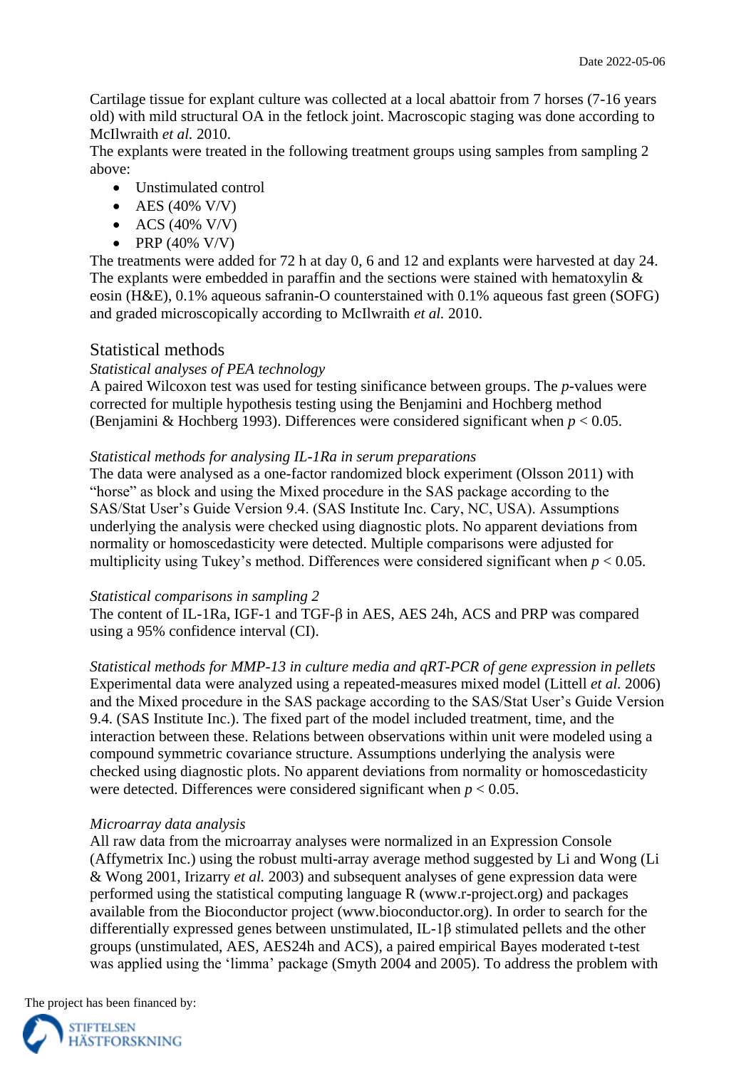Cartilage tissue for explant culture was collected at a local abattoir from 7 horses (7-16 years old) with mild structural OA in the fetlock joint. Macroscopic staging was done according to McIlwraith *et al.* 2010.

The explants were treated in the following treatment groups using samples from sampling 2 above:

- Unstimulated control
- AES (40% V/V)
- ACS (40% V/V)
- PRP (40% V/V)

The treatments were added for 72 h at day 0, 6 and 12 and explants were harvested at day 24. The explants were embedded in paraffin and the sections were stained with hematoxylin & eosin (H&E), 0.1% aqueous safranin-O counterstained with 0.1% aqueous fast green (SOFG) and graded microscopically according to McIlwraith *et al.* 2010.

## Statistical methods

*Statistical analyses of PEA technology*

A paired Wilcoxon test was used for testing sinificance between groups. The *p*-values were corrected for multiple hypothesis testing using the Benjamini and Hochberg method (Benjamini & Hochberg 1993). Differences were considered significant when $p < 0.05$.

*Statistical methods for analysing IL-1Ra in serum preparations*

The data were analysed as a one-factor randomized block experiment (Olsson 2011) with "horse" as block and using the Mixed procedure in the SAS package according to the SAS/Stat User's Guide Version 9.4. (SAS Institute Inc. Cary, NC, USA). Assumptions underlying the analysis were checked using diagnostic plots. No apparent deviations from normality or homoscedasticity were detected. Multiple comparisons were adjusted for multiplicity using Tukey's method. Differences were considered significant when $p < 0.05$.

*Statistical comparisons in sampling 2*

The content of IL-1Ra, IGF-1 and TGF-β in AES, AES 24h, ACS and PRP was compared using a 95% confidence interval (CI).

*Statistical methods for MMP-13 in culture media and qRT-PCR of gene expression in pellets*

Experimental data were analyzed using a repeated-measures mixed model (Littell *et al.* 2006) and the Mixed procedure in the SAS package according to the SAS/Stat User's Guide Version 9.4. (SAS Institute Inc.). The fixed part of the model included treatment, time, and the interaction between these. Relations between observations within unit were modeled using a compound symmetric covariance structure. Assumptions underlying the analysis were checked using diagnostic plots. No apparent deviations from normality or homoscedasticity were detected. Differences were considered significant when $p < 0.05$.

*Microarray data analysis*

All raw data from the microarray analyses were normalized in an Expression Console (Affymetrix Inc.) using the robust multi-array average method suggested by Li and Wong (Li & Wong 2001, Irizarry *et al.* 2003) and subsequent analyses of gene expression data were performed using the statistical computing language R (www.r-project.org) and packages available from the Bioconductor project (www.bioconductor.org). In order to search for the differentially expressed genes between unstimulated, IL-1β stimulated pellets and the other groups (unstimulated, AES, AES24h and ACS), a paired empirical Bayes moderated t-test was applied using the 'limma' package (Smyth 2004 and 2005). To address the problem with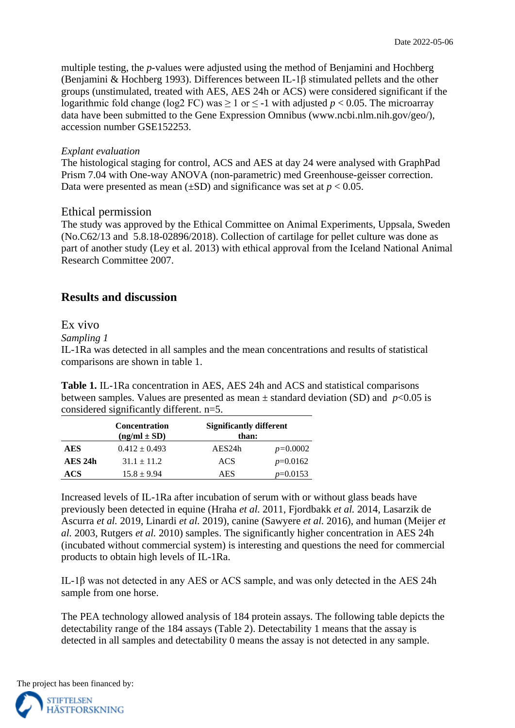multiple testing, the *p*-values were adjusted using the method of Benjamini and Hochberg (Benjamini & Hochberg 1993). Differences between IL-1β stimulated pellets and the other groups (unstimulated, treated with AES, AES 24h or ACS) were considered significant if the logarithmic fold change (log2 FC) was ≥ 1 or ≤ -1 with adjusted $p < 0.05$. The microarray data have been submitted to the Gene Expression Omnibus (www.ncbi.nlm.nih.gov/geo/), accession number GSE152253.

*Explant evaluation*

The histological staging for control, ACS and AES at day 24 were analysed with GraphPad Prism 7.04 with One-way ANOVA (non-parametric) med Greenhouse-geisser correction. Data were presented as mean (±SD) and significance was set at $p < 0.05$.

## Ethical permission

The study was approved by the Ethical Committee on Animal Experiments, Uppsala, Sweden (No.C62/13 and 5.8.18-02896/2018). Collection of cartilage for pellet culture was done as part of another study (Ley et al. 2013) with ethical approval from the Iceland National Animal Research Committee 2007.

# Results and discussion

## Ex vivo

*Sampling 1*

IL-1Ra was detected in all samples and the mean concentrations and results of statistical comparisons are shown in table 1.

**Table 1.** IL-1Ra concentration in AES, AES 24h and ACS and statistical comparisons between samples. Values are presented as mean ± standard deviation (SD) and $p<0.05$ is considered significantly different. n=5.

| | Concentration (ng/ml ± SD) | Significantly different than: | |
|---|---|---|---|
| **AES** | 0.412 ± 0.493 | AES24h | $p=0.0002$ |
| **AES 24h** | 31.1 ± 11.2 | ACS | $p=0.0162$ |
| **ACS** | 15.8 ± 9.94 | AES | $p=0.0153$ |

Increased levels of IL-1Ra after incubation of serum with or without glass beads have previously been detected in equine (Hraha *et al.* 2011, Fjordbakk *et al.* 2014, Lasarzik de Ascurra *et al.* 2019, Linardi *et al.* 2019), canine (Sawyere *et al.* 2016), and human (Meijer *et al.* 2003, Rutgers *et al.* 2010) samples. The significantly higher concentration in AES 24h (incubated without commercial system) is interesting and questions the need for commercial products to obtain high levels of IL-1Ra.

IL-1β was not detected in any AES or ACS sample, and was only detected in the AES 24h sample from one horse.

The PEA technology allowed analysis of 184 protein assays. The following table depicts the detectability range of the 184 assays (Table 2). Detectability 1 means that the assay is detected in all samples and detectability 0 means the assay is not detected in any sample.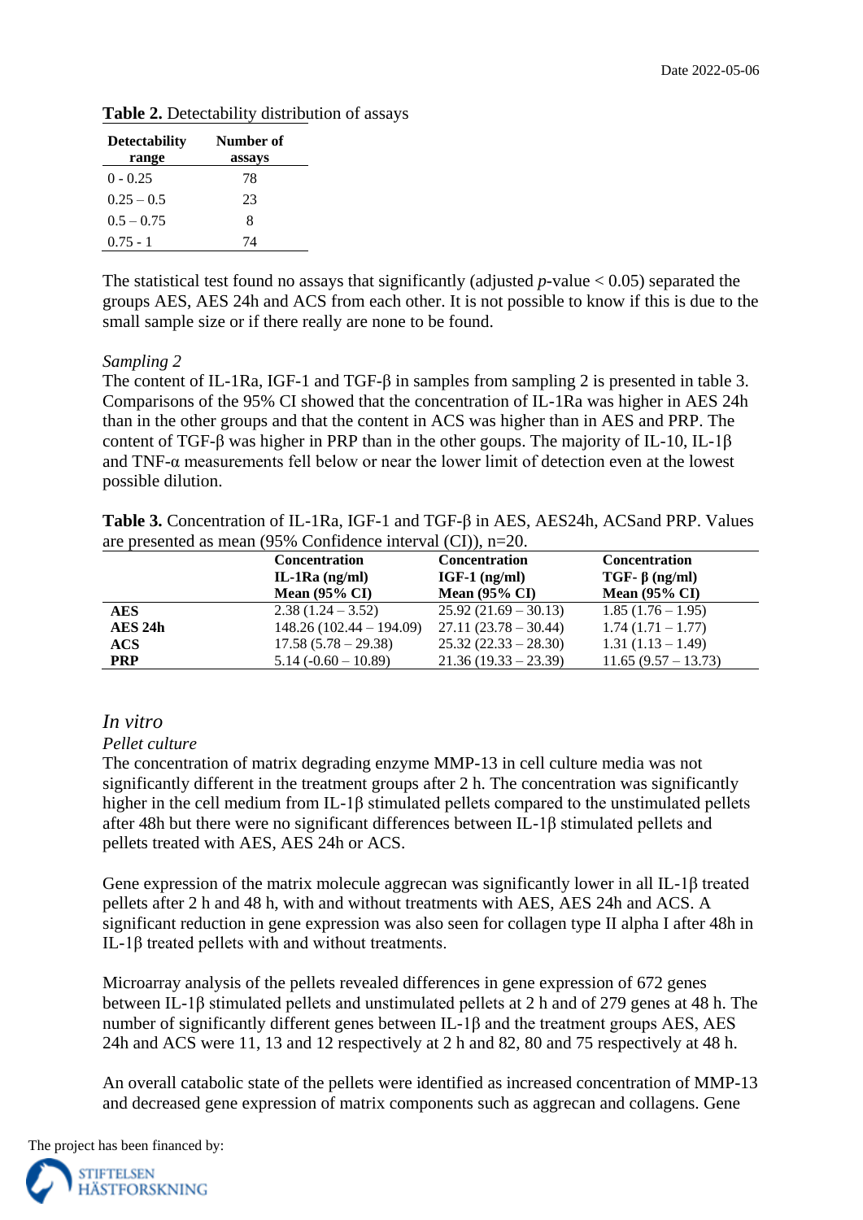**Table 2.** Detectability distribution of assays

| Detectability range | Number of assays |
|---|---|
| 0 - 0.25 | 78 |
| 0.25 – 0.5 | 23 |
| 0.5 – 0.75 | 8 |
| 0.75 - 1 | 74 |

The statistical test found no assays that significantly (adjusted *p*-value < 0.05) separated the groups AES, AES 24h and ACS from each other. It is not possible to know if this is due to the small sample size or if there really are none to be found.

*Sampling 2*

The content of IL-1Ra, IGF-1 and TGF-β in samples from sampling 2 is presented in table 3. Comparisons of the 95% CI showed that the concentration of IL-1Ra was higher in AES 24h than in the other groups and that the content in ACS was higher than in AES and PRP. The content of TGF-β was higher in PRP than in the other goups. The majority of IL-10, IL-1β and TNF-α measurements fell below or near the lower limit of detection even at the lowest possible dilution.

**Table 3.** Concentration of IL-1Ra, IGF-1 and TGF-β in AES, AES24h, ACSand PRP. Values are presented as mean (95% Confidence interval (CI)), n=20.

| | Concentration IL-1Ra (ng/ml) Mean (95% CI) | Concentration IGF-1 (ng/ml) Mean (95% CI) | Concentration TGF- β (ng/ml) Mean (95% CI) |
|---|---|---|---|
| **AES** | 2.38 (1.24 – 3.52) | 25.92 (21.69 – 30.13) | 1.85 (1.76 – 1.95) |
| **AES 24h** | 148.26 (102.44 – 194.09) | 27.11 (23.78 – 30.44) | 1.74 (1.71 – 1.77) |
| **ACS** | 17.58 (5.78 – 29.38) | 25.32 (22.33 – 28.30) | 1.31 (1.13 – 1.49) |
| **PRP** | 5.14 (-0.60 – 10.89) | 21.36 (19.33 – 23.39) | 11.65 (9.57 – 13.73) |

## *In vitro*

*Pellet culture*

The concentration of matrix degrading enzyme MMP-13 in cell culture media was not significantly different in the treatment groups after 2 h. The concentration was significantly higher in the cell medium from IL-1β stimulated pellets compared to the unstimulated pellets after 48h but there were no significant differences between IL-1β stimulated pellets and pellets treated with AES, AES 24h or ACS.

Gene expression of the matrix molecule aggrecan was significantly lower in all IL-1β treated pellets after 2 h and 48 h, with and without treatments with AES, AES 24h and ACS. A significant reduction in gene expression was also seen for collagen type II alpha I after 48h in IL-1β treated pellets with and without treatments.

Microarray analysis of the pellets revealed differences in gene expression of 672 genes between IL-1β stimulated pellets and unstimulated pellets at 2 h and of 279 genes at 48 h. The number of significantly different genes between IL-1β and the treatment groups AES, AES 24h and ACS were 11, 13 and 12 respectively at 2 h and 82, 80 and 75 respectively at 48 h.

An overall catabolic state of the pellets were identified as increased concentration of MMP-13 and decreased gene expression of matrix components such as aggrecan and collagens. Gene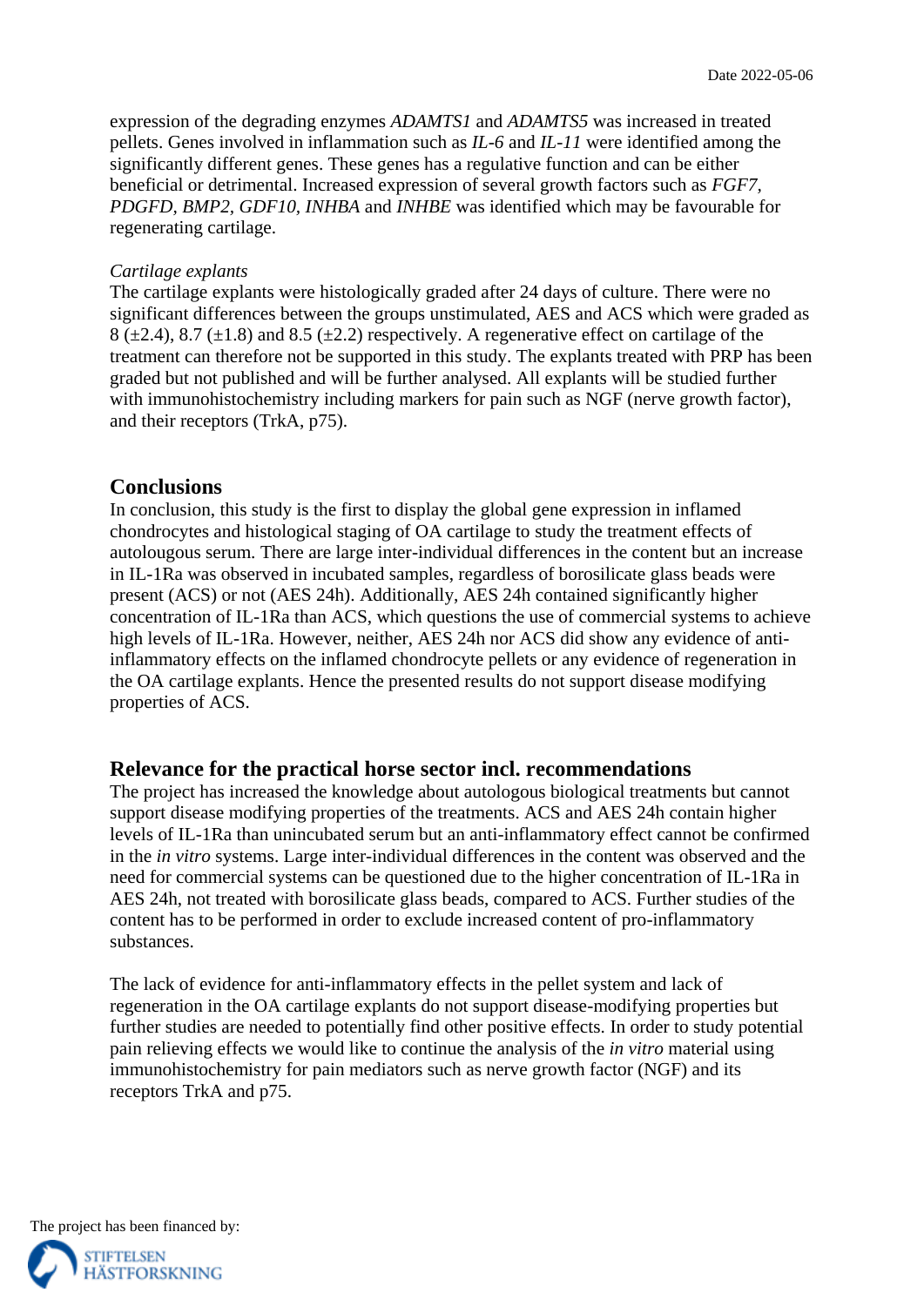expression of the degrading enzymes *ADAMTS1* and *ADAMTS5* was increased in treated pellets. Genes involved in inflammation such as *IL-6* and *IL-11* were identified among the significantly different genes. These genes has a regulative function and can be either beneficial or detrimental. Increased expression of several growth factors such as *FGF7, PDGFD, BMP2, GDF10, INHBA* and *INHBE* was identified which may be favourable for regenerating cartilage.

*Cartilage explants*

The cartilage explants were histologically graded after 24 days of culture. There were no significant differences between the groups unstimulated, AES and ACS which were graded as 8 (±2.4), 8.7 (±1.8) and 8.5 (±2.2) respectively. A regenerative effect on cartilage of the treatment can therefore not be supported in this study. The explants treated with PRP has been graded but not published and will be further analysed. All explants will be studied further with immunohistochemistry including markers for pain such as NGF (nerve growth factor), and their receptors (TrkA, p75).

## Conclusions

In conclusion, this study is the first to display the global gene expression in inflamed chondrocytes and histological staging of OA cartilage to study the treatment effects of autolougous serum. There are large inter-individual differences in the content but an increase in IL-1Ra was observed in incubated samples, regardless of borosilicate glass beads were present (ACS) or not (AES 24h). Additionally, AES 24h contained significantly higher concentration of IL-1Ra than ACS, which questions the use of commercial systems to achieve high levels of IL-1Ra. However, neither, AES 24h nor ACS did show any evidence of anti-inflammatory effects on the inflamed chondrocyte pellets or any evidence of regeneration in the OA cartilage explants. Hence the presented results do not support disease modifying properties of ACS.

## Relevance for the practical horse sector incl. recommendations

The project has increased the knowledge about autologous biological treatments but cannot support disease modifying properties of the treatments. ACS and AES 24h contain higher levels of IL-1Ra than unincubated serum but an anti-inflammatory effect cannot be confirmed in the *in vitro* systems. Large inter-individual differences in the content was observed and the need for commercial systems can be questioned due to the higher concentration of IL-1Ra in AES 24h, not treated with borosilicate glass beads, compared to ACS. Further studies of the content has to be performed in order to exclude increased content of pro-inflammatory substances.

The lack of evidence for anti-inflammatory effects in the pellet system and lack of regeneration in the OA cartilage explants do not support disease-modifying properties but further studies are needed to potentially find other positive effects. In order to study potential pain relieving effects we would like to continue the analysis of the *in vitro* material using immunohistochemistry for pain mediators such as nerve growth factor (NGF) and its receptors TrkA and p75.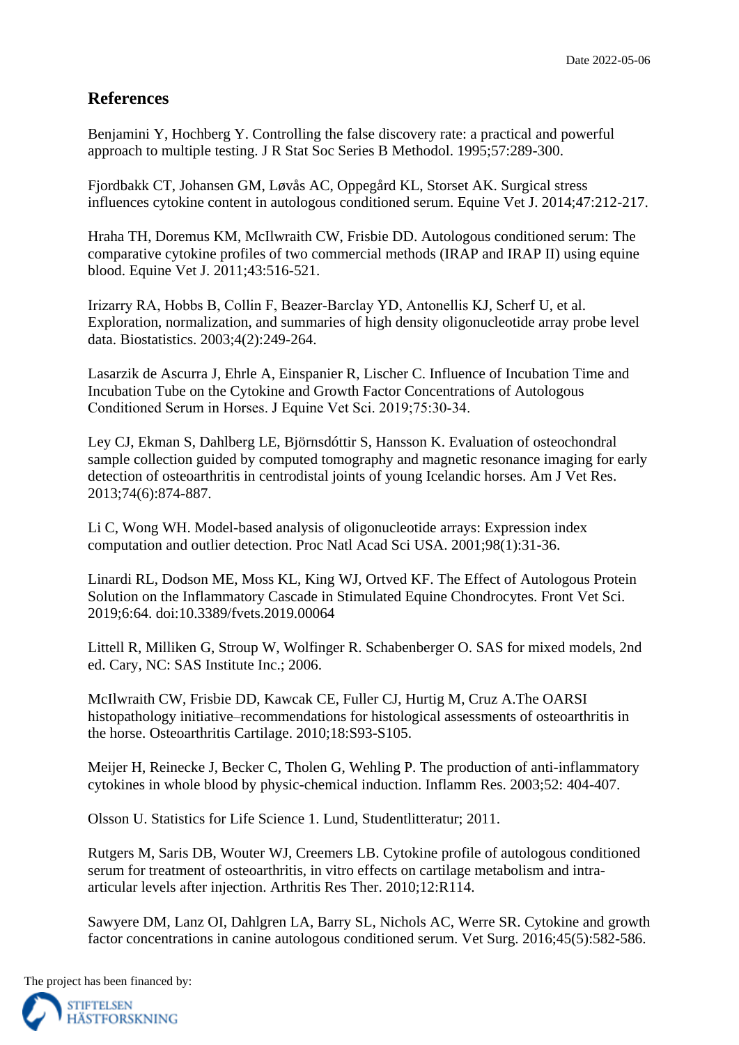Date 2022-05-06

## References

Benjamini Y, Hochberg Y. Controlling the false discovery rate: a practical and powerful approach to multiple testing. J R Stat Soc Series B Methodol. 1995;57:289-300.

Fjordbakk CT, Johansen GM, Løvås AC, Oppegård KL, Storset AK. Surgical stress influences cytokine content in autologous conditioned serum. Equine Vet J. 2014;47:212-217.

Hraha TH, Doremus KM, McIlwraith CW, Frisbie DD. Autologous conditioned serum: The comparative cytokine profiles of two commercial methods (IRAP and IRAP II) using equine blood. Equine Vet J. 2011;43:516-521.

Irizarry RA, Hobbs B, Collin F, Beazer-Barclay YD, Antonellis KJ, Scherf U, et al. Exploration, normalization, and summaries of high density oligonucleotide array probe level data. Biostatistics. 2003;4(2):249-264.

Lasarzik de Ascurra J, Ehrle A, Einspanier R, Lischer C. Influence of Incubation Time and Incubation Tube on the Cytokine and Growth Factor Concentrations of Autologous Conditioned Serum in Horses. J Equine Vet Sci. 2019;75:30-34.

Ley CJ, Ekman S, Dahlberg LE, Björnsdóttir S, Hansson K. Evaluation of osteochondral sample collection guided by computed tomography and magnetic resonance imaging for early detection of osteoarthritis in centrodistal joints of young Icelandic horses. Am J Vet Res. 2013;74(6):874-887.

Li C, Wong WH. Model-based analysis of oligonucleotide arrays: Expression index computation and outlier detection. Proc Natl Acad Sci USA. 2001;98(1):31-36.

Linardi RL, Dodson ME, Moss KL, King WJ, Ortved KF. The Effect of Autologous Protein Solution on the Inflammatory Cascade in Stimulated Equine Chondrocytes. Front Vet Sci. 2019;6:64. doi:10.3389/fvets.2019.00064

Littell R, Milliken G, Stroup W, Wolfinger R. Schabenberger O. SAS for mixed models, 2nd ed. Cary, NC: SAS Institute Inc.; 2006.

McIlwraith CW, Frisbie DD, Kawcak CE, Fuller CJ, Hurtig M, Cruz A.The OARSI histopathology initiative–recommendations for histological assessments of osteoarthritis in the horse. Osteoarthritis Cartilage. 2010;18:S93-S105.

Meijer H, Reinecke J, Becker C, Tholen G, Wehling P. The production of anti-inflammatory cytokines in whole blood by physic-chemical induction. Inflamm Res. 2003;52: 404-407.

Olsson U. Statistics for Life Science 1. Lund, Studentlitteratur; 2011.

Rutgers M, Saris DB, Wouter WJ, Creemers LB. Cytokine profile of autologous conditioned serum for treatment of osteoarthritis, in vitro effects on cartilage metabolism and intra-articular levels after injection. Arthritis Res Ther. 2010;12:R114.

Sawyere DM, Lanz OI, Dahlgren LA, Barry SL, Nichols AC, Werre SR. Cytokine and growth factor concentrations in canine autologous conditioned serum. Vet Surg. 2016;45(5):582-586.

The project has been financed by:

STIFTELSEN HÄSTFORSKNING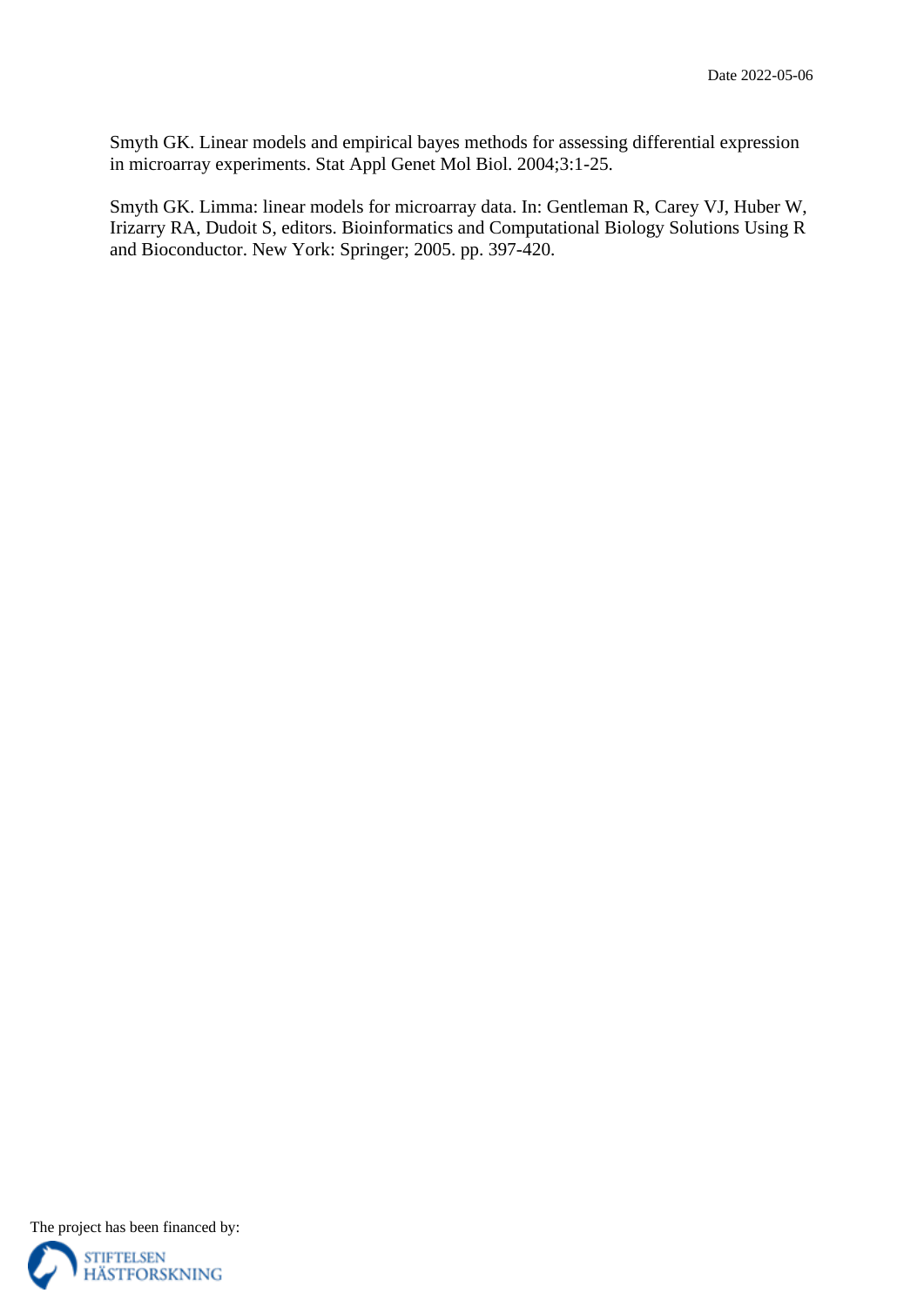Smyth GK. Linear models and empirical bayes methods for assessing differential expression in microarray experiments. Stat Appl Genet Mol Biol. 2004;3:1-25.

Smyth GK. Limma: linear models for microarray data. In: Gentleman R, Carey VJ, Huber W, Irizarry RA, Dudoit S, editors. Bioinformatics and Computational Biology Solutions Using R and Bioconductor. New York: Springer; 2005. pp. 397-420.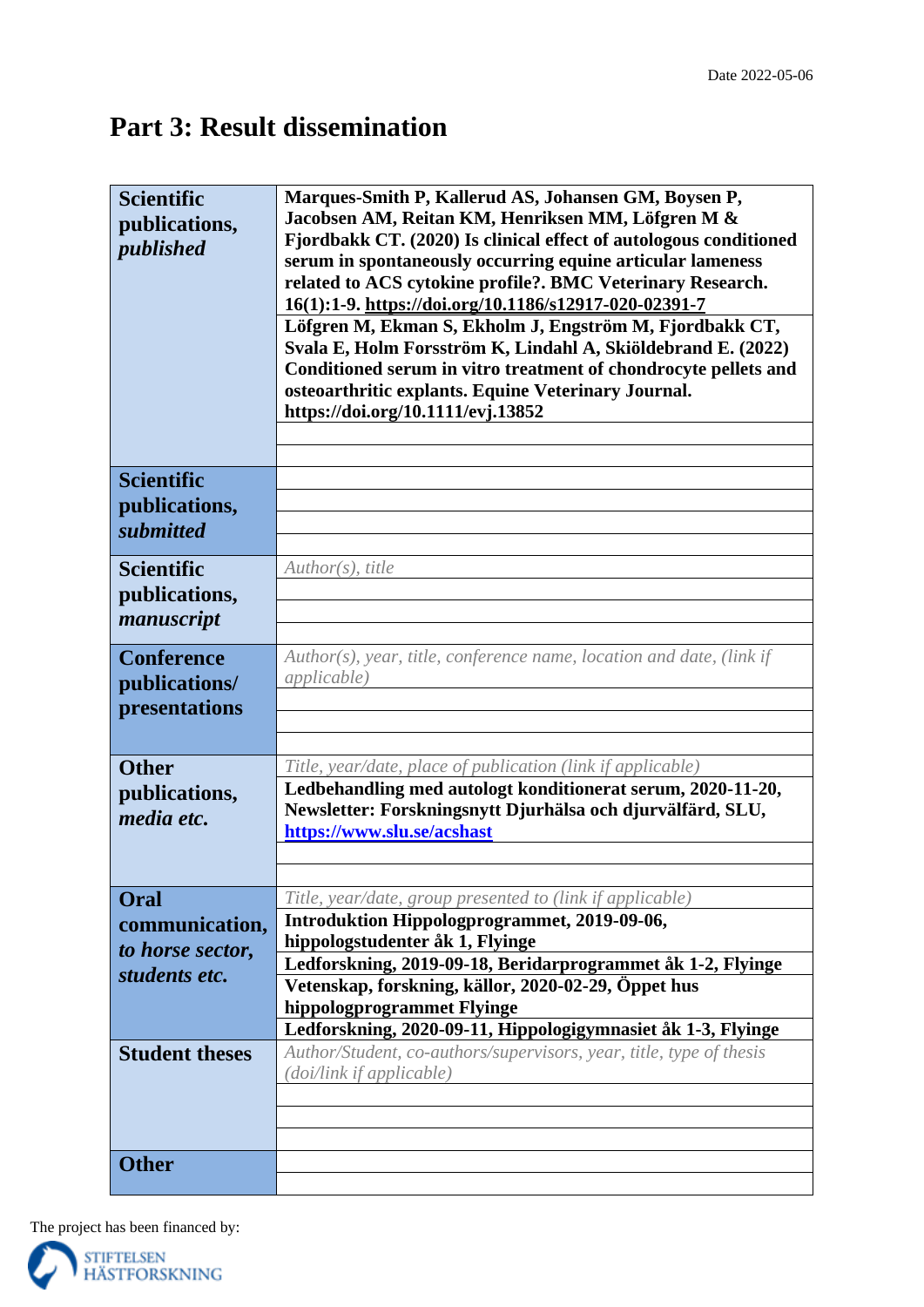Date 2022-05-06

# Part 3: Result dissemination

| | |
|---|---|
| **Scientific publications, *published*** | **Marques-Smith P, Kallerud AS, Johansen GM, Boysen P, Jacobsen AM, Reitan KM, Henriksen MM, Löfgren M & Fjordbakk CT. (2020) Is clinical effect of autologous conditioned serum in spontaneously occurring equine articular lameness related to ACS cytokine profile?. BMC Veterinary Research. 16(1):1-9. https://doi.org/10.1186/s12917-020-02391-7** |
| | **Löfgren M, Ekman S, Ekholm J, Engström M, Fjordbakk CT, Svala E, Holm Forsström K, Lindahl A, Skiöldebrand E. (2022) Conditioned serum in vitro treatment of chondrocyte pellets and osteoarthritic explants. Equine Veterinary Journal. https://doi.org/10.1111/evj.13852** |
| | |
| | |
| **Scientific publications, *submitted*** | |
| | |
| | |
| | |
| **Scientific publications, *manuscript*** | *Author(s), title* |
| | |
| | |
| | |
| **Conference publications/ presentations** | *Author(s), year, title, conference name, location and date, (link if applicable)* |
| | |
| | |
| | |
| **Other publications, *media etc.*** | *Title, year/date, place of publication (link if applicable)* |
| | **Ledbehandling med autologt konditionerat serum, 2020-11-20, Newsletter: Forskningsnytt Djurhälsa och djurvälfärd, SLU, https://www.slu.se/acshast** |
| | |
| | |
| **Oral communication, *to horse sector, students etc.*** | *Title, year/date, group presented to (link if applicable)* |
| | **Introduktion Hippologprogrammet, 2019-09-06, hippologstudenter åk 1, Flyinge** |
| | **Ledforskning, 2019-09-18, Beridarprogrammet åk 1-2, Flyinge** |
| | **Vetenskap, forskning, källor, 2020-02-29, Öppet hus hippologprogrammet Flyinge** |
| | **Ledforskning, 2020-09-11, Hippologigymnasiet åk 1-3, Flyinge** |
| **Student theses** | *Author/Student, co-authors/supervisors, year, title, type of thesis (doi/link if applicable)* |
| | |
| | |
| | |
| **Other** | |
| | |

The project has been financed by:

STIFTELSEN HÄSTFORSKNING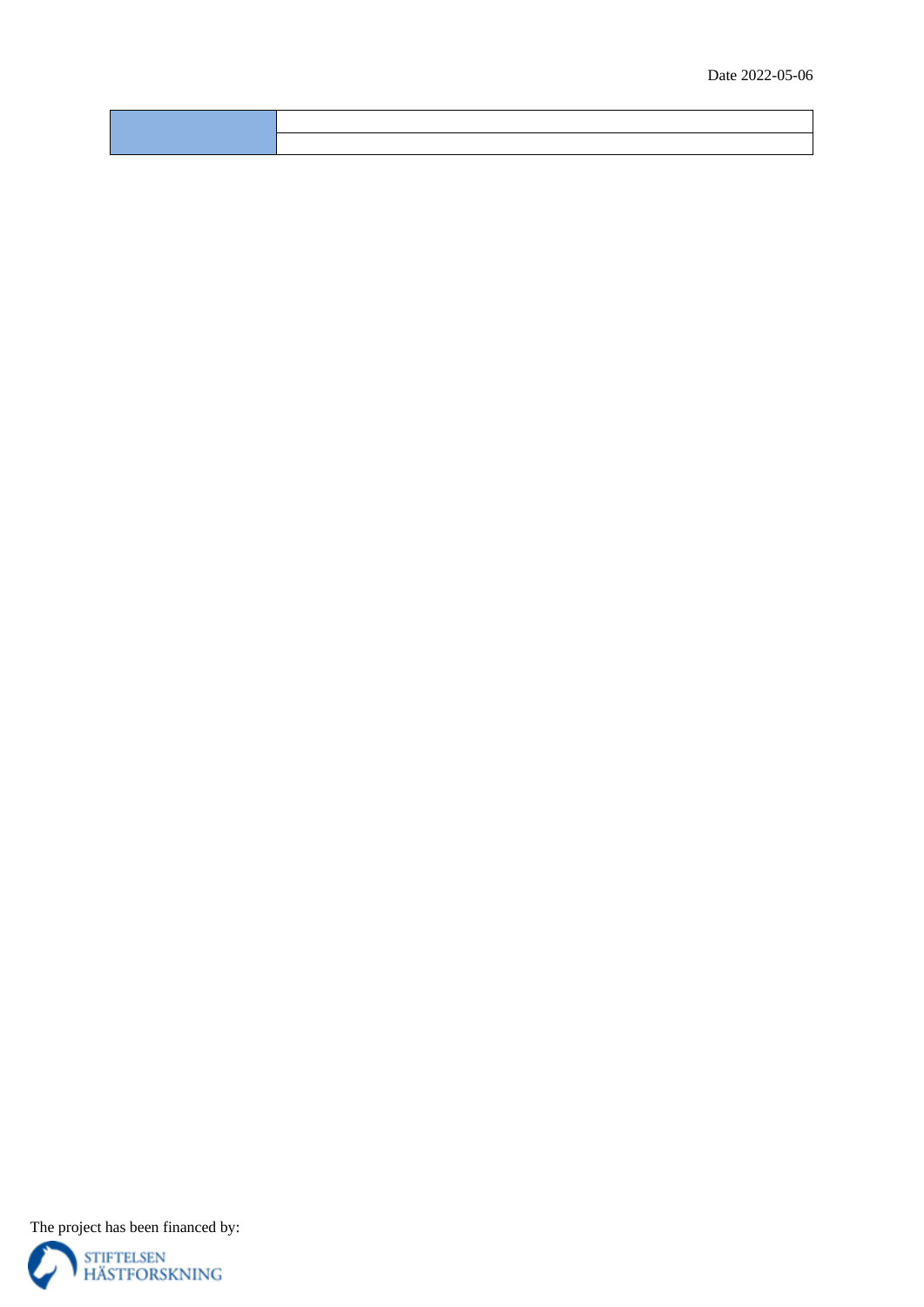Date 2022-05-06

| | |
|---|---|
| | |
| | |

The project has been financed by:

STIFTELSEN HÄSTFORSKNING